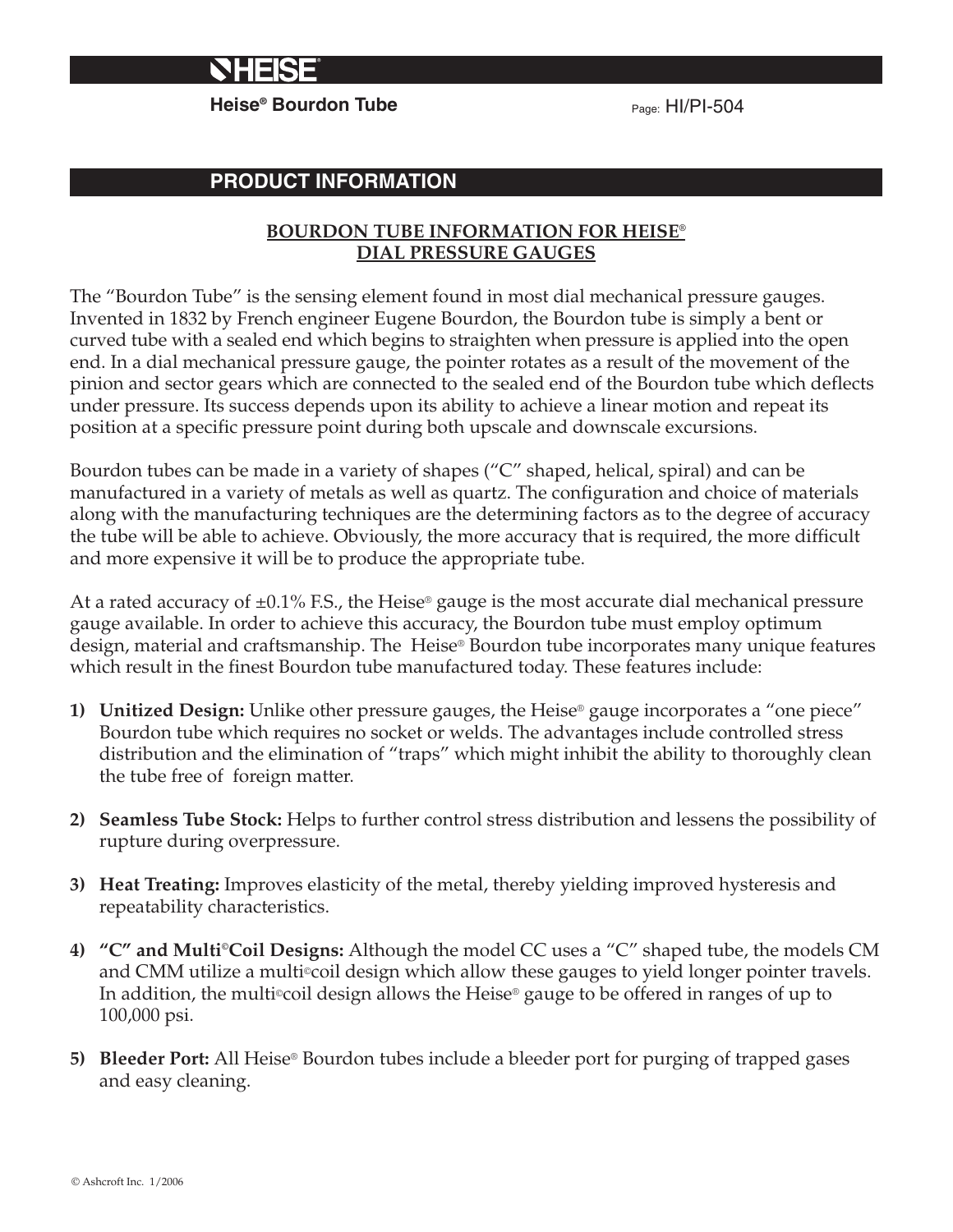# HEISE®

**Heise® Bourdon Tube**

Page: HI/PI-504

## PRODUCT INFORMATION

### BOURDON TUBE INFORMATION FOR HEISE® DIAL PRESSURE GAUGES

The "Bourdon Tube" is the sensing element found in most dial mechanical pressure gauges. Invented in 1832 by French engineer Eugene Bourdon, the Bourdon tube is simply a bent or curved tube with a sealed end which begins to straighten when pressure is applied into the open end. In a dial mechanical pressure gauge, the pointer rotates as a result of the movement of the pinion and sector gears which are connected to the sealed end of the Bourdon tube which deflects under pressure. Its success depends upon its ability to achieve a linear motion and repeat its position at a specific pressure point during both upscale and downscale excursions.

Bourdon tubes can be made in a variety of shapes ("C" shaped, helical, spiral) and can be manufactured in a variety of metals as well as quartz. The configuration and choice of materials along with the manufacturing techniques are the determining factors as to the degree of accuracy the tube will be able to achieve. Obviously, the more accuracy that is required, the more difficult and more expensive it will be to produce the appropriate tube.

At a rated accuracy of ±0.1% F.S., the Heise® gauge is the most accurate dial mechanical pressure gauge available. In order to achieve this accuracy, the Bourdon tube must employ optimum design, material and craftsmanship. The Heise® Bourdon tube incorporates many unique features which result in the finest Bourdon tube manufactured today. These features include:

1) **Unitized Design:** Unlike other pressure gauges, the Heise® gauge incorporates a "one piece" Bourdon tube which requires no socket or welds. The advantages include controlled stress distribution and the elimination of "traps" which might inhibit the ability to thoroughly clean the tube free of foreign matter.

2) **Seamless Tube Stock:** Helps to further control stress distribution and lessens the possibility of rupture during overpressure.

3) **Heat Treating:** Improves elasticity of the metal, thereby yielding improved hysteresis and repeatability characteristics.

4) **"C" and Multi©Coil Designs:** Although the model CC uses a "C" shaped tube, the models CM and CMM utilize a multi©coil design which allow these gauges to yield longer pointer travels. In addition, the multi©coil design allows the Heise® gauge to be offered in ranges of up to 100,000 psi.

5) **Bleeder Port:** All Heise® Bourdon tubes include a bleeder port for purging of trapped gases and easy cleaning.

© Ashcroft Inc. 1/2006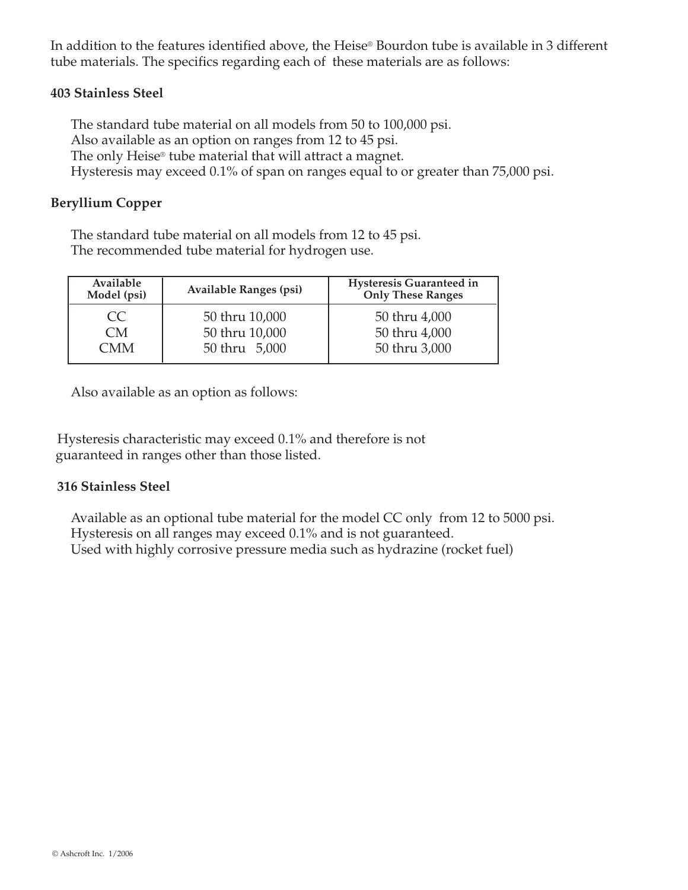In addition to the features identified above, the Heise® Bourdon tube is available in 3 different tube materials. The specifics regarding each of these materials are as follows:

**403 Stainless Steel**

The standard tube material on all models from 50 to 100,000 psi.
Also available as an option on ranges from 12 to 45 psi.
The only Heise® tube material that will attract a magnet.
Hysteresis may exceed 0.1% of span on ranges equal to or greater than 75,000 psi.

**Beryllium Copper**

The standard tube material on all models from 12 to 45 psi.
The recommended tube material for hydrogen use.

| Available Model (psi) | Available Ranges (psi) | Hysteresis Guaranteed in Only These Ranges |
|---|---|---|
| CC | 50 thru 10,000 | 50 thru 4,000 |
| CM | 50 thru 10,000 | 50 thru 4,000 |
| CMM | 50 thru 5,000 | 50 thru 3,000 |

Also available as an option as follows:

Hysteresis characteristic may exceed 0.1% and therefore is not guaranteed in ranges other than those listed.

**316 Stainless Steel**

Available as an optional tube material for the model CC only from 12 to 5000 psi.
Hysteresis on all ranges may exceed 0.1% and is not guaranteed.
Used with highly corrosive pressure media such as hydrazine (rocket fuel)

© Ashcroft Inc. 1/2006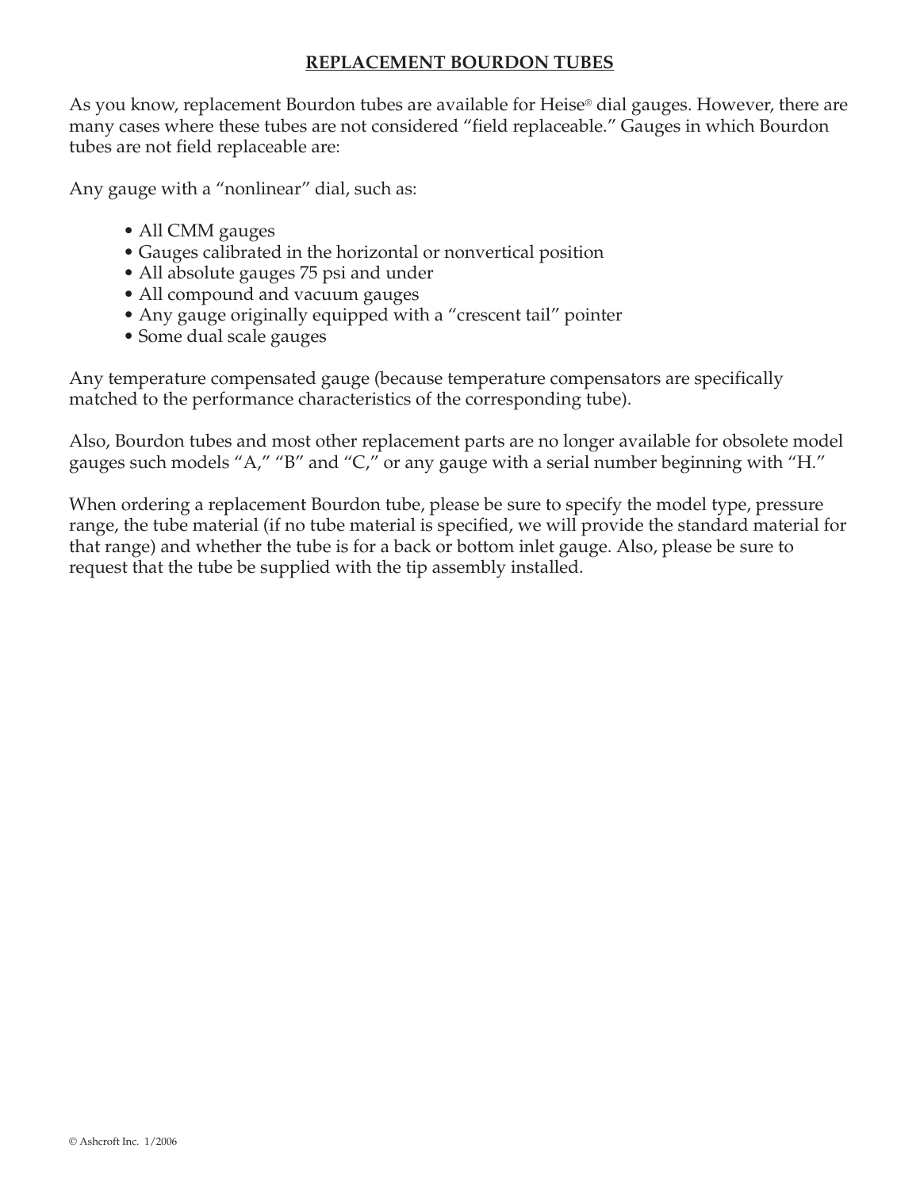## REPLACEMENT BOURDON TUBES

As you know, replacement Bourdon tubes are available for Heise® dial gauges. However, there are many cases where these tubes are not considered "field replaceable." Gauges in which Bourdon tubes are not field replaceable are:

Any gauge with a "nonlinear" dial, such as:

- All CMM gauges
- Gauges calibrated in the horizontal or nonvertical position
- All absolute gauges 75 psi and under
- All compound and vacuum gauges
- Any gauge originally equipped with a "crescent tail" pointer
- Some dual scale gauges

Any temperature compensated gauge (because temperature compensators are specifically matched to the performance characteristics of the corresponding tube).

Also, Bourdon tubes and most other replacement parts are no longer available for obsolete model gauges such models "A," "B" and "C," or any gauge with a serial number beginning with "H."

When ordering a replacement Bourdon tube, please be sure to specify the model type, pressure range, the tube material (if no tube material is specified, we will provide the standard material for that range) and whether the tube is for a back or bottom inlet gauge. Also, please be sure to request that the tube be supplied with the tip assembly installed.

© Ashcroft Inc. 1/2006